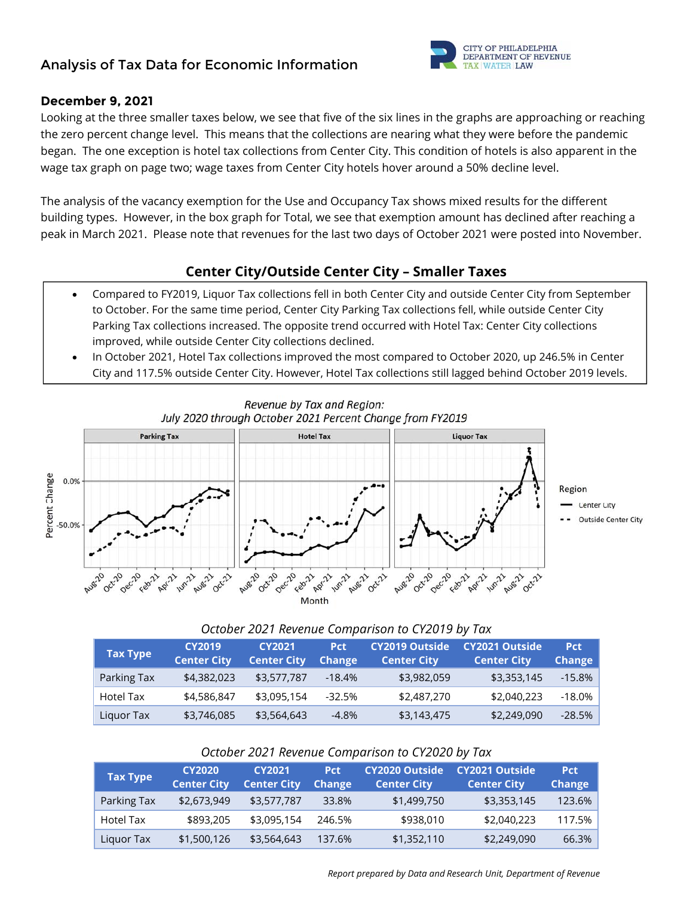# Analysis of Tax Data for Economic Information

CITY OF PHILADELPHIA
DEPARTMENT OF REVENUE
TAX | WATER | LAW

### December 9, 2021

Looking at the three smaller taxes below, we see that five of the six lines in the graphs are approaching or reaching the zero percent change level. This means that the collections are nearing what they were before the pandemic began. The one exception is hotel tax collections from Center City. This condition of hotels is also apparent in the wage tax graph on page two; wage taxes from Center City hotels hover around a 50% decline level.

The analysis of the vacancy exemption for the Use and Occupancy Tax shows mixed results for the different building types. However, in the box graph for Total, we see that exemption amount has declined after reaching a peak in March 2021. Please note that revenues for the last two days of October 2021 were posted into November.

## Center City/Outside Center City – Smaller Taxes

- Compared to FY2019, Liquor Tax collections fell in both Center City and outside Center City from September to October. For the same time period, Center City Parking Tax collections fell, while outside Center City Parking Tax collections increased. The opposite trend occurred with Hotel Tax: Center City collections improved, while outside Center City collections declined.
- In October 2021, Hotel Tax collections improved the most compared to October 2020, up 246.5% in Center City and 117.5% outside Center City. However, Hotel Tax collections still lagged behind October 2019 levels.

*Revenue by Tax and Region:*
*July 2020 through October 2021 Percent Change from FY2019*

*October 2021 Revenue Comparison to CY2019 by Tax*

| Tax Type | CY2019 Center City | CY2021 Center City | Pct Change | CY2019 Outside Center City | CY2021 Outside Center City | Pct Change |
|---|---|---|---|---|---|---|
| Parking Tax | $4,382,023 | $3,577,787 | -18.4% | $3,982,059 | $3,353,145 | -15.8% |
| Hotel Tax | $4,586,847 | $3,095,154 | -32.5% | $2,487,270 | $2,040,223 | -18.0% |
| Liquor Tax | $3,746,085 | $3,564,643 | -4.8% | $3,143,475 | $2,249,090 | -28.5% |

*October 2021 Revenue Comparison to CY2020 by Tax*

| Tax Type | CY2020 Center City | CY2021 Center City | Pct Change | CY2020 Outside Center City | CY2021 Outside Center City | Pct Change |
|---|---|---|---|---|---|---|
| Parking Tax | $2,673,949 | $3,577,787 | 33.8% | $1,499,750 | $3,353,145 | 123.6% |
| Hotel Tax | $893,205 | $3,095,154 | 246.5% | $938,010 | $2,040,223 | 117.5% |
| Liquor Tax | $1,500,126 | $3,564,643 | 137.6% | $1,352,110 | $2,249,090 | 66.3% |

*Report prepared by Data and Research Unit, Department of Revenue*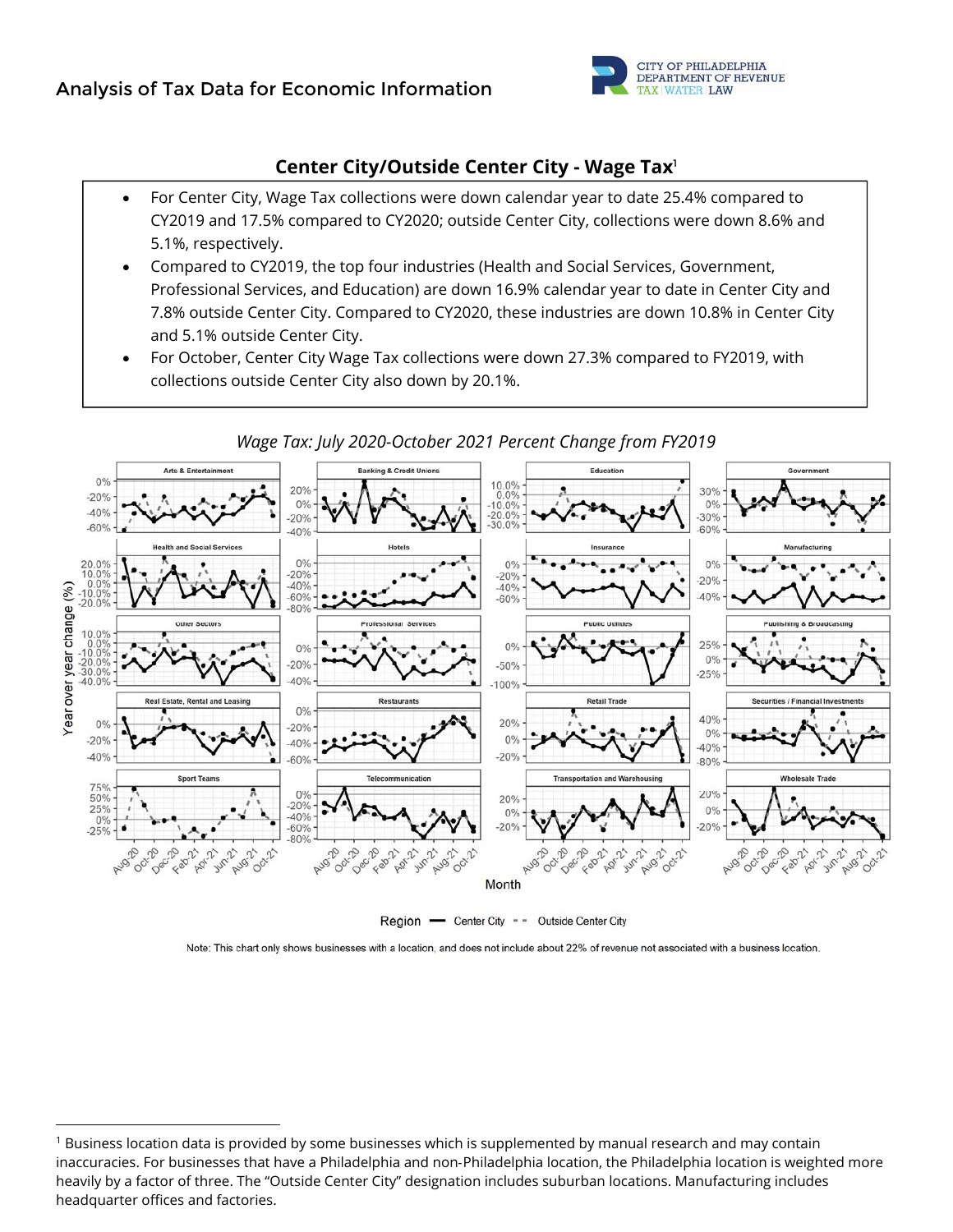## Center City/Outside Center City - Wage Tax[1]

- For Center City, Wage Tax collections were down calendar year to date 25.4% compared to CY2019 and 17.5% compared to CY2020; outside Center City, collections were down 8.6% and 5.1%, respectively.
- Compared to CY2019, the top four industries (Health and Social Services, Government, Professional Services, and Education) are down 16.9% calendar year to date in Center City and 7.8% outside Center City. Compared to CY2020, these industries are down 10.8% in Center City and 5.1% outside Center City.
- For October, Center City Wage Tax collections were down 27.3% compared to FY2019, with collections outside Center City also down by 20.1%.

*Wage Tax: July 2020-October 2021 Percent Change from FY2019*

Note: This chart only shows businesses with a location, and does not include about 22% of revenue not associated with a business location.

---

[1] Business location data is provided by some businesses which is supplemented by manual research and may contain inaccuracies. For businesses that have a Philadelphia and non-Philadelphia location, the Philadelphia location is weighted more heavily by a factor of three. The "Outside Center City" designation includes suburban locations. Manufacturing includes headquarter offices and factories.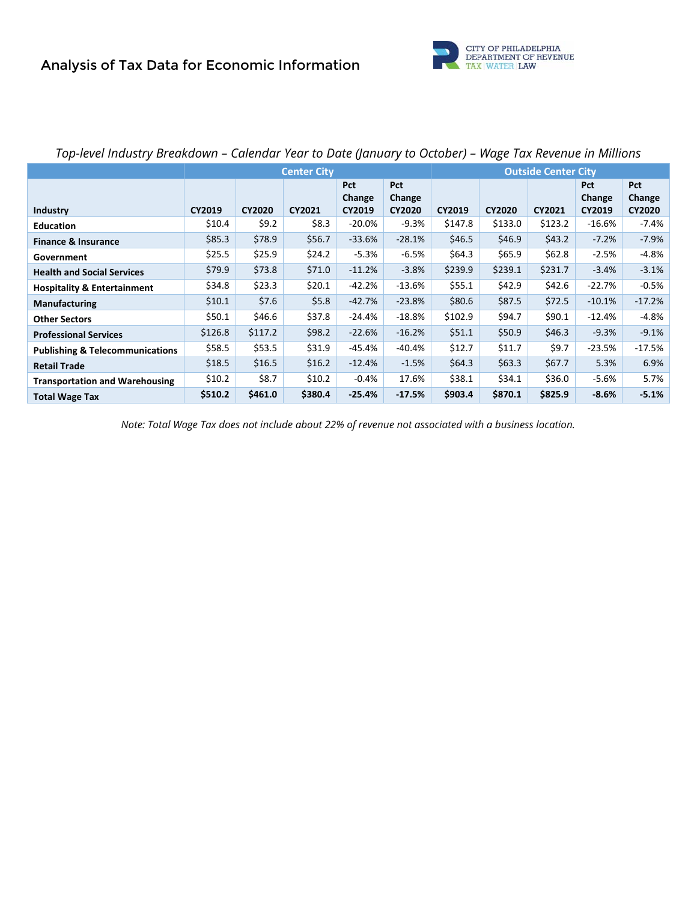*Top-level Industry Breakdown – Calendar Year to Date (January to October) – Wage Tax Revenue in Millions*

| | Center City | | | | | Outside Center City | | | | |
|---|---|---|---|---|---|---|---|---|---|---|
| **Industry** | **CY2019** | **CY2020** | **CY2021** | **Pct Change CY2019** | **Pct Change CY2020** | **CY2019** | **CY2020** | **CY2021** | **Pct Change CY2019** | **Pct Change CY2020** |
| **Education** | $10.4 | $9.2 | $8.3 | -20.0% | -9.3% | $147.8 | $133.0 | $123.2 | -16.6% | -7.4% |
| **Finance & Insurance** | $85.3 | $78.9 | $56.7 | -33.6% | -28.1% | $46.5 | $46.9 | $43.2 | -7.2% | -7.9% |
| **Government** | $25.5 | $25.9 | $24.2 | -5.3% | -6.5% | $64.3 | $65.9 | $62.8 | -2.5% | -4.8% |
| **Health and Social Services** | $79.9 | $73.8 | $71.0 | -11.2% | -3.8% | $239.9 | $239.1 | $231.7 | -3.4% | -3.1% |
| **Hospitality & Entertainment** | $34.8 | $23.3 | $20.1 | -42.2% | -13.6% | $55.1 | $42.9 | $42.6 | -22.7% | -0.5% |
| **Manufacturing** | $10.1 | $7.6 | $5.8 | -42.7% | -23.8% | $80.6 | $87.5 | $72.5 | -10.1% | -17.2% |
| **Other Sectors** | $50.1 | $46.6 | $37.8 | -24.4% | -18.8% | $102.9 | $94.7 | $90.1 | -12.4% | -4.8% |
| **Professional Services** | $126.8 | $117.2 | $98.2 | -22.6% | -16.2% | $51.1 | $50.9 | $46.3 | -9.3% | -9.1% |
| **Publishing & Telecommunications** | $58.5 | $53.5 | $31.9 | -45.4% | -40.4% | $12.7 | $11.7 | $9.7 | -23.5% | -17.5% |
| **Retail Trade** | $18.5 | $16.5 | $16.2 | -12.4% | -1.5% | $64.3 | $63.3 | $67.7 | 5.3% | 6.9% |
| **Transportation and Warehousing** | $10.2 | $8.7 | $10.2 | -0.4% | 17.6% | $38.1 | $34.1 | $36.0 | -5.6% | 5.7% |
| **Total Wage Tax** | **$510.2** | **$461.0** | **$380.4** | **-25.4%** | **-17.5%** | **$903.4** | **$870.1** | **$825.9** | **-8.6%** | **-5.1%** |

*Note: Total Wage Tax does not include about 22% of revenue not associated with a business location.*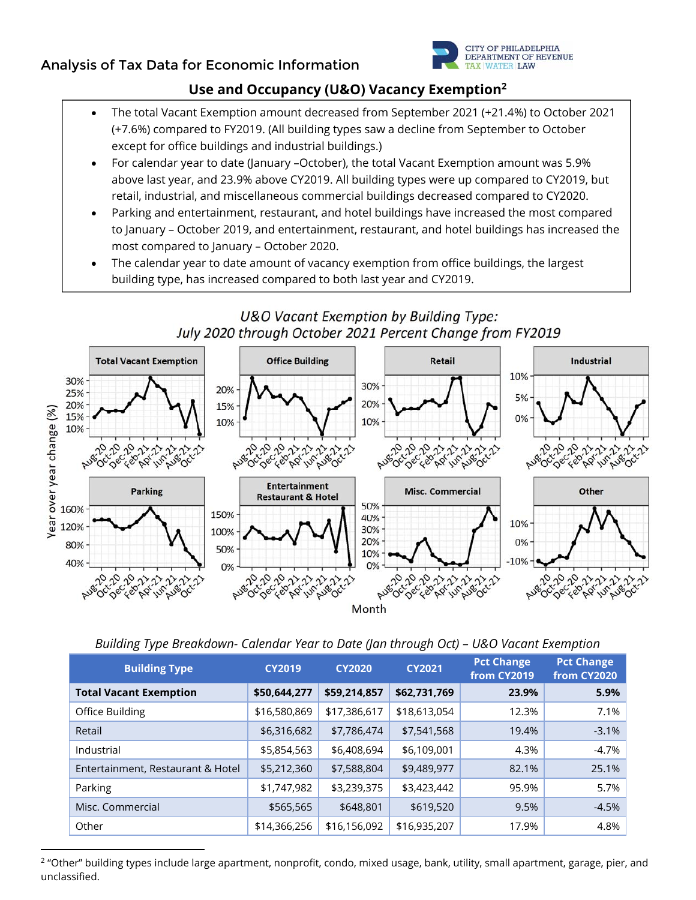Analysis of Tax Data for Economic Information

## Use and Occupancy (U&O) Vacancy Exemption[2]

- The total Vacant Exemption amount decreased from September 2021 (+21.4%) to October 2021 (+7.6%) compared to FY2019. (All building types saw a decline from September to October except for office buildings and industrial buildings.)
- For calendar year to date (January –October), the total Vacant Exemption amount was 5.9% above last year, and 23.9% above CY2019. All building types were up compared to CY2019, but retail, industrial, and miscellaneous commercial buildings decreased compared to CY2020.
- Parking and entertainment, restaurant, and hotel buildings have increased the most compared to January – October 2019, and entertainment, restaurant, and hotel buildings has increased the most compared to January – October 2020.
- The calendar year to date amount of vacancy exemption from office buildings, the largest building type, has increased compared to both last year and CY2019.

*U&O Vacant Exemption by Building Type: July 2020 through October 2021 Percent Change from FY2019*

*Building Type Breakdown- Calendar Year to Date (Jan through Oct) – U&O Vacant Exemption*

| Building Type | CY2019 | CY2020 | CY2021 | Pct Change from CY2019 | Pct Change from CY2020 |
|---|---|---|---|---|---|
| **Total Vacant Exemption** | **$50,644,277** | **$59,214,857** | **$62,731,769** | **23.9%** | **5.9%** |
| Office Building | $16,580,869 | $17,386,617 | $18,613,054 | 12.3% | 7.1% |
| Retail | $6,316,682 | $7,786,474 | $7,541,568 | 19.4% | -3.1% |
| Industrial | $5,854,563 | $6,408,694 | $6,109,001 | 4.3% | -4.7% |
| Entertainment, Restaurant & Hotel | $5,212,360 | $7,588,804 | $9,489,977 | 82.1% | 25.1% |
| Parking | $1,747,982 | $3,239,375 | $3,423,442 | 95.9% | 5.7% |
| Misc. Commercial | $565,565 | $648,801 | $619,520 | 9.5% | -4.5% |
| Other | $14,366,256 | $16,156,092 | $16,935,207 | 17.9% | 4.8% |

[2] "Other" building types include large apartment, nonprofit, condo, mixed usage, bank, utility, small apartment, garage, pier, and unclassified.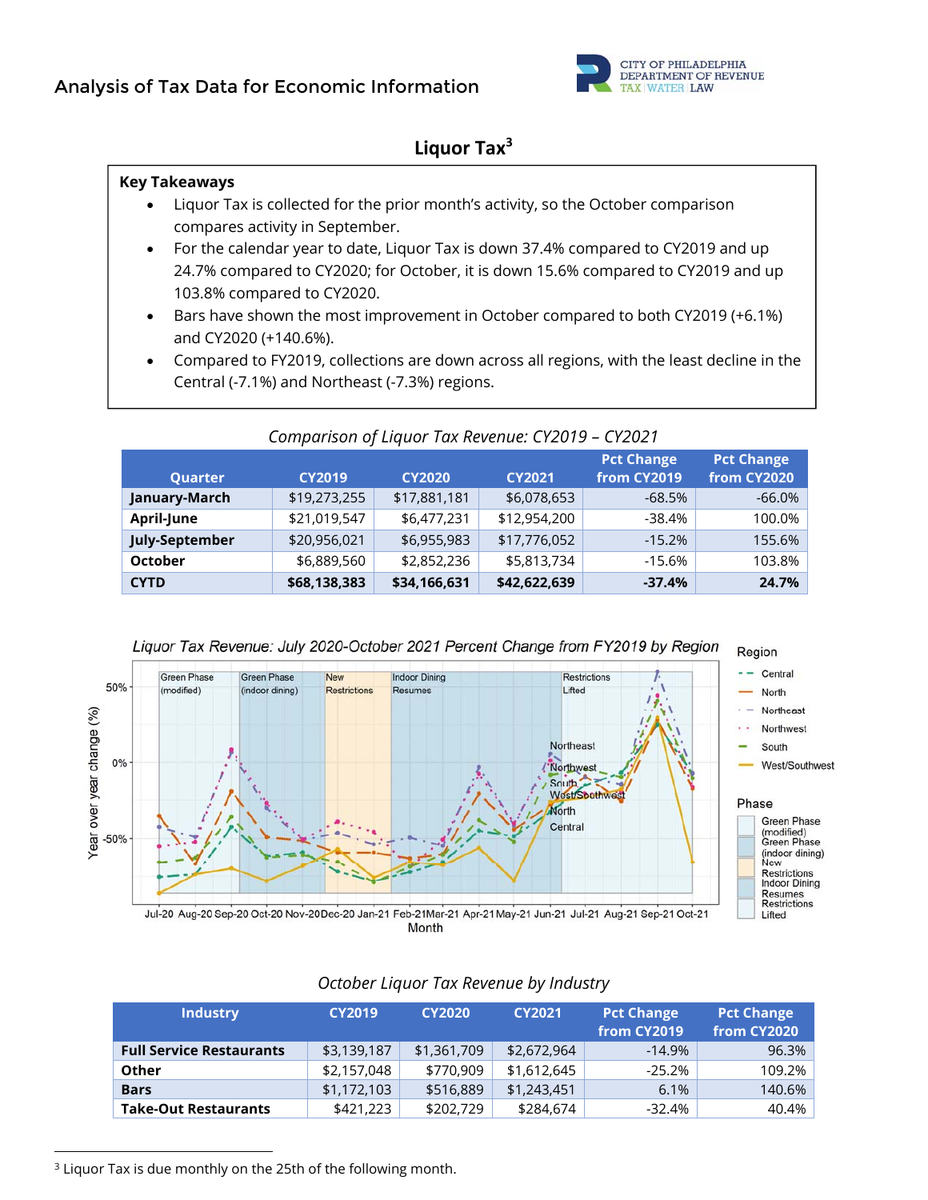## Liquor Tax[3]

**Key Takeaways**

- Liquor Tax is collected for the prior month's activity, so the October comparison compares activity in September.
- For the calendar year to date, Liquor Tax is down 37.4% compared to CY2019 and up 24.7% compared to CY2020; for October, it is down 15.6% compared to CY2019 and up 103.8% compared to CY2020.
- Bars have shown the most improvement in October compared to both CY2019 (+6.1%) and CY2020 (+140.6%).
- Compared to FY2019, collections are down across all regions, with the least decline in the Central (-7.1%) and Northeast (-7.3%) regions.

*Comparison of Liquor Tax Revenue: CY2019 – CY2021*

| Quarter | CY2019 | CY2020 | CY2021 | Pct Change from CY2019 | Pct Change from CY2020 |
|---|---|---|---|---|---|
| **January-March** | $19,273,255 | $17,881,181 | $6,078,653 | -68.5% | -66.0% |
| **April-June** | $21,019,547 | $6,477,231 | $12,954,200 | -38.4% | 100.0% |
| **July-September** | $20,956,021 | $6,955,983 | $17,776,052 | -15.2% | 155.6% |
| **October** | $6,889,560 | $2,852,236 | $5,813,734 | -15.6% | 103.8% |
| **CYTD** | **$68,138,383** | **$34,166,631** | **$42,622,639** | **-37.4%** | **24.7%** |

Liquor Tax Revenue: July 2020-October 2021 Percent Change from FY2019 by Region

Year over year change (%)
50%
0%
-50%

Green Phase (modified)
Green Phase (indoor dining)
New Restrictions
Indoor Dining Resumes
Restrictions Lifted

Northeast
Northwest
South
West/Southwest
North
Central

Jul-20 Aug-20 Sep-20 Oct-20 Nov-20 Dec-20 Jan-21 Feb-21 Mar-21 Apr-21 May-21 Jun-21 Jul-21 Aug-21 Sep-21 Oct-21

Month

Region
Central
North
Northeast
Northwest
South
West/Southwest

Phase
Green Phase (modified)
Green Phase (indoor dining)
New Restrictions
Indoor Dining Resumes
Restrictions Lifted

*October Liquor Tax Revenue by Industry*

| Industry | CY2019 | CY2020 | CY2021 | Pct Change from CY2019 | Pct Change from CY2020 |
|---|---|---|---|---|---|
| **Full Service Restaurants** | $3,139,187 | $1,361,709 | $2,672,964 | -14.9% | 96.3% |
| **Other** | $2,157,048 | $770,909 | $1,612,645 | -25.2% | 109.2% |
| **Bars** | $1,172,103 | $516,889 | $1,243,451 | 6.1% | 140.6% |
| **Take-Out Restaurants** | $421,223 | $202,729 | $284,674 | -32.4% | 40.4% |

[3] Liquor Tax is due monthly on the 25th of the following month.